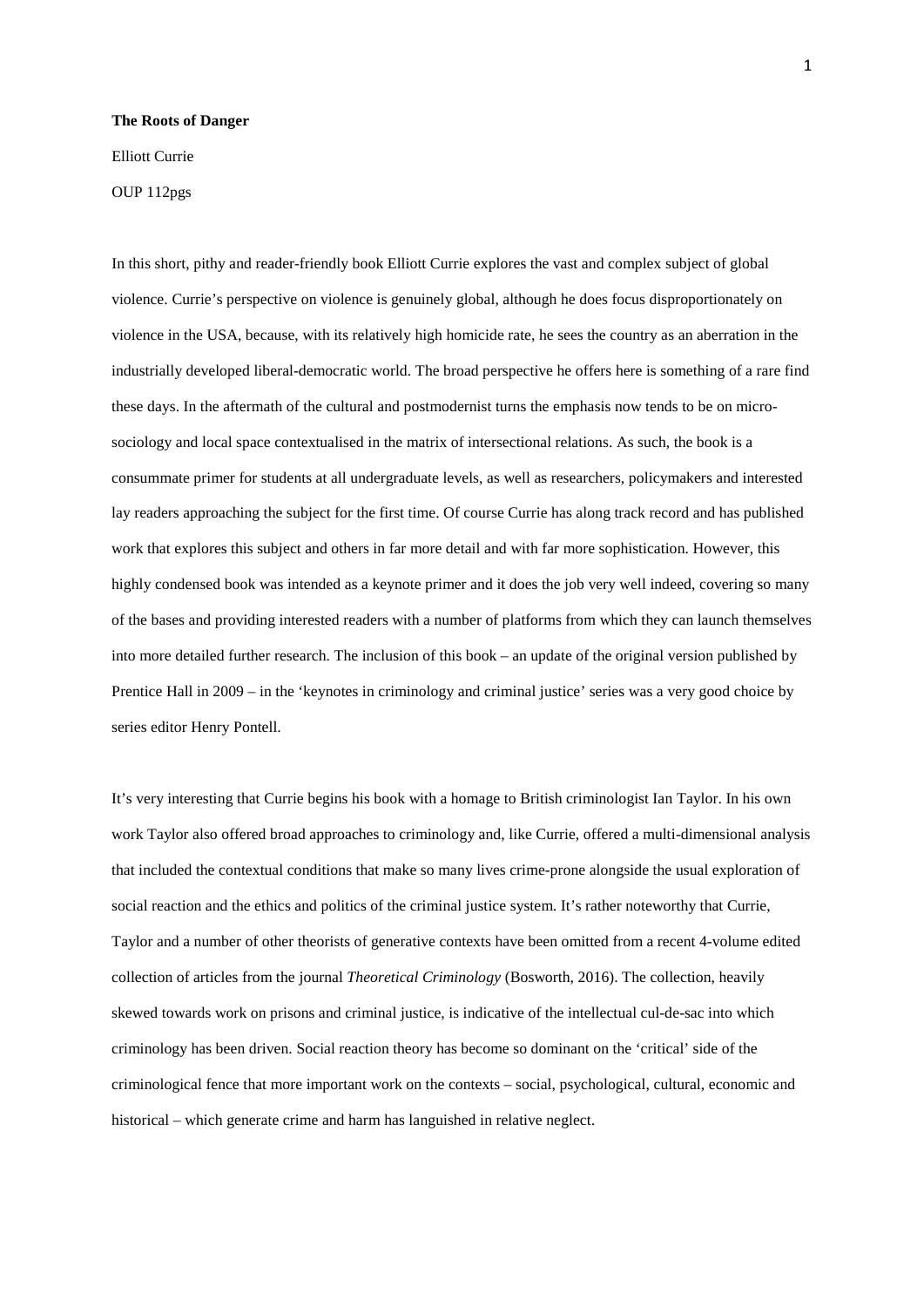**The Roots of Danger**

Elliott Currie

OUP 112pgs

In this short, pithy and reader-friendly book Elliott Currie explores the vast and complex subject of global violence. Currie's perspective on violence is genuinely global, although he does focus disproportionately on violence in the USA, because, with its relatively high homicide rate, he sees the country as an aberration in the industrially developed liberal-democratic world. The broad perspective he offers here is something of a rare find these days. In the aftermath of the cultural and postmodernist turns the emphasis now tends to be on micro-sociology and local space contextualised in the matrix of intersectional relations. As such, the book is a consummate primer for students at all undergraduate levels, as well as researchers, policymakers and interested lay readers approaching the subject for the first time. Of course Currie has along track record and has published work that explores this subject and others in far more detail and with far more sophistication. However, this highly condensed book was intended as a keynote primer and it does the job very well indeed, covering so many of the bases and providing interested readers with a number of platforms from which they can launch themselves into more detailed further research. The inclusion of this book – an update of the original version published by Prentice Hall in 2009 – in the 'keynotes in criminology and criminal justice' series was a very good choice by series editor Henry Pontell.

It's very interesting that Currie begins his book with a homage to British criminologist Ian Taylor. In his own work Taylor also offered broad approaches to criminology and, like Currie, offered a multi-dimensional analysis that included the contextual conditions that make so many lives crime-prone alongside the usual exploration of social reaction and the ethics and politics of the criminal justice system. It's rather noteworthy that Currie, Taylor and a number of other theorists of generative contexts have been omitted from a recent 4-volume edited collection of articles from the journal *Theoretical Criminology* (Bosworth, 2016). The collection, heavily skewed towards work on prisons and criminal justice, is indicative of the intellectual cul-de-sac into which criminology has been driven. Social reaction theory has become so dominant on the 'critical' side of the criminological fence that more important work on the contexts – social, psychological, cultural, economic and historical – which generate crime and harm has languished in relative neglect.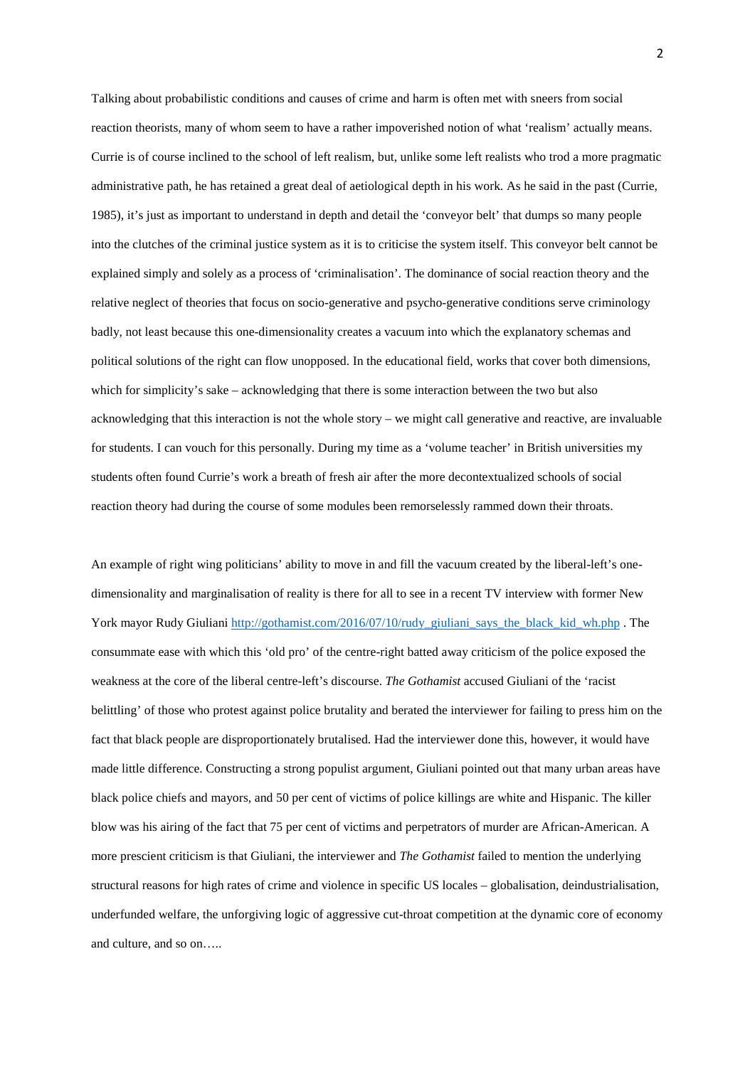Talking about probabilistic conditions and causes of crime and harm is often met with sneers from social reaction theorists, many of whom seem to have a rather impoverished notion of what 'realism' actually means. Currie is of course inclined to the school of left realism, but, unlike some left realists who trod a more pragmatic administrative path, he has retained a great deal of aetiological depth in his work. As he said in the past (Currie, 1985), it's just as important to understand in depth and detail the 'conveyor belt' that dumps so many people into the clutches of the criminal justice system as it is to criticise the system itself. This conveyor belt cannot be explained simply and solely as a process of 'criminalisation'. The dominance of social reaction theory and the relative neglect of theories that focus on socio-generative and psycho-generative conditions serve criminology badly, not least because this one-dimensionality creates a vacuum into which the explanatory schemas and political solutions of the right can flow unopposed. In the educational field, works that cover both dimensions, which for simplicity's sake – acknowledging that there is some interaction between the two but also acknowledging that this interaction is not the whole story – we might call generative and reactive, are invaluable for students. I can vouch for this personally. During my time as a 'volume teacher' in British universities my students often found Currie's work a breath of fresh air after the more decontextualized schools of social reaction theory had during the course of some modules been remorselessly rammed down their throats.

An example of right wing politicians' ability to move in and fill the vacuum created by the liberal-left's one-dimensionality and marginalisation of reality is there for all to see in a recent TV interview with former New York mayor Rudy Giuliani http://gothamist.com/2016/07/10/rudy_giuliani_says_the_black_kid_wh.php . The consummate ease with which this 'old pro' of the centre-right batted away criticism of the police exposed the weakness at the core of the liberal centre-left's discourse. *The Gothamist* accused Giuliani of the 'racist belittling' of those who protest against police brutality and berated the interviewer for failing to press him on the fact that black people are disproportionately brutalised. Had the interviewer done this, however, it would have made little difference. Constructing a strong populist argument, Giuliani pointed out that many urban areas have black police chiefs and mayors, and 50 per cent of victims of police killings are white and Hispanic. The killer blow was his airing of the fact that 75 per cent of victims and perpetrators of murder are African-American. A more prescient criticism is that Giuliani, the interviewer and *The Gothamist* failed to mention the underlying structural reasons for high rates of crime and violence in specific US locales – globalisation, deindustrialisation, underfunded welfare, the unforgiving logic of aggressive cut-throat competition at the dynamic core of economy and culture, and so on…..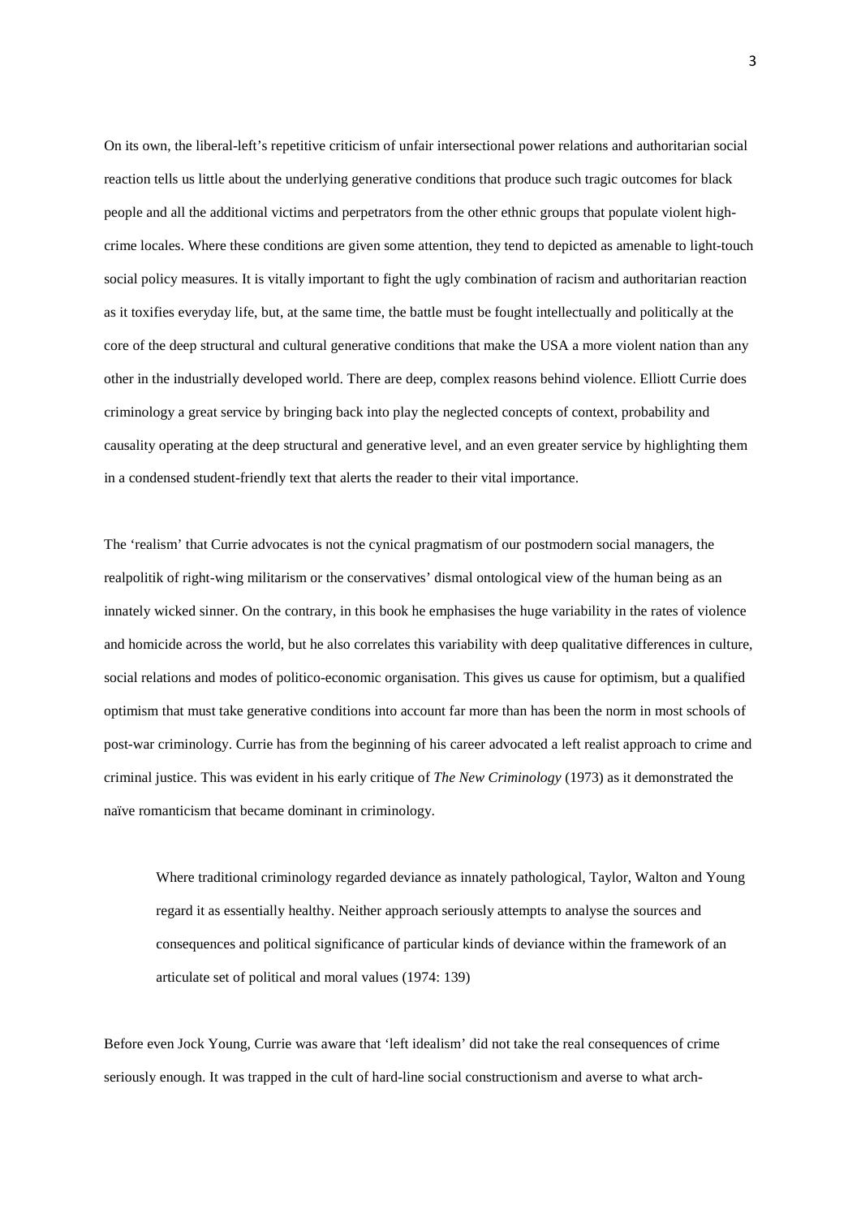On its own, the liberal-left's repetitive criticism of unfair intersectional power relations and authoritarian social reaction tells us little about the underlying generative conditions that produce such tragic outcomes for black people and all the additional victims and perpetrators from the other ethnic groups that populate violent high-crime locales. Where these conditions are given some attention, they tend to depicted as amenable to light-touch social policy measures. It is vitally important to fight the ugly combination of racism and authoritarian reaction as it toxifies everyday life, but, at the same time, the battle must be fought intellectually and politically at the core of the deep structural and cultural generative conditions that make the USA a more violent nation than any other in the industrially developed world. There are deep, complex reasons behind violence. Elliott Currie does criminology a great service by bringing back into play the neglected concepts of context, probability and causality operating at the deep structural and generative level, and an even greater service by highlighting them in a condensed student-friendly text that alerts the reader to their vital importance.

The 'realism' that Currie advocates is not the cynical pragmatism of our postmodern social managers, the realpolitik of right-wing militarism or the conservatives' dismal ontological view of the human being as an innately wicked sinner. On the contrary, in this book he emphasises the huge variability in the rates of violence and homicide across the world, but he also correlates this variability with deep qualitative differences in culture, social relations and modes of politico-economic organisation. This gives us cause for optimism, but a qualified optimism that must take generative conditions into account far more than has been the norm in most schools of post-war criminology. Currie has from the beginning of his career advocated a left realist approach to crime and criminal justice. This was evident in his early critique of *The New Criminology* (1973) as it demonstrated the naïve romanticism that became dominant in criminology.

> Where traditional criminology regarded deviance as innately pathological, Taylor, Walton and Young regard it as essentially healthy. Neither approach seriously attempts to analyse the sources and consequences and political significance of particular kinds of deviance within the framework of an articulate set of political and moral values (1974: 139)

Before even Jock Young, Currie was aware that 'left idealism' did not take the real consequences of crime seriously enough. It was trapped in the cult of hard-line social constructionism and averse to what arch-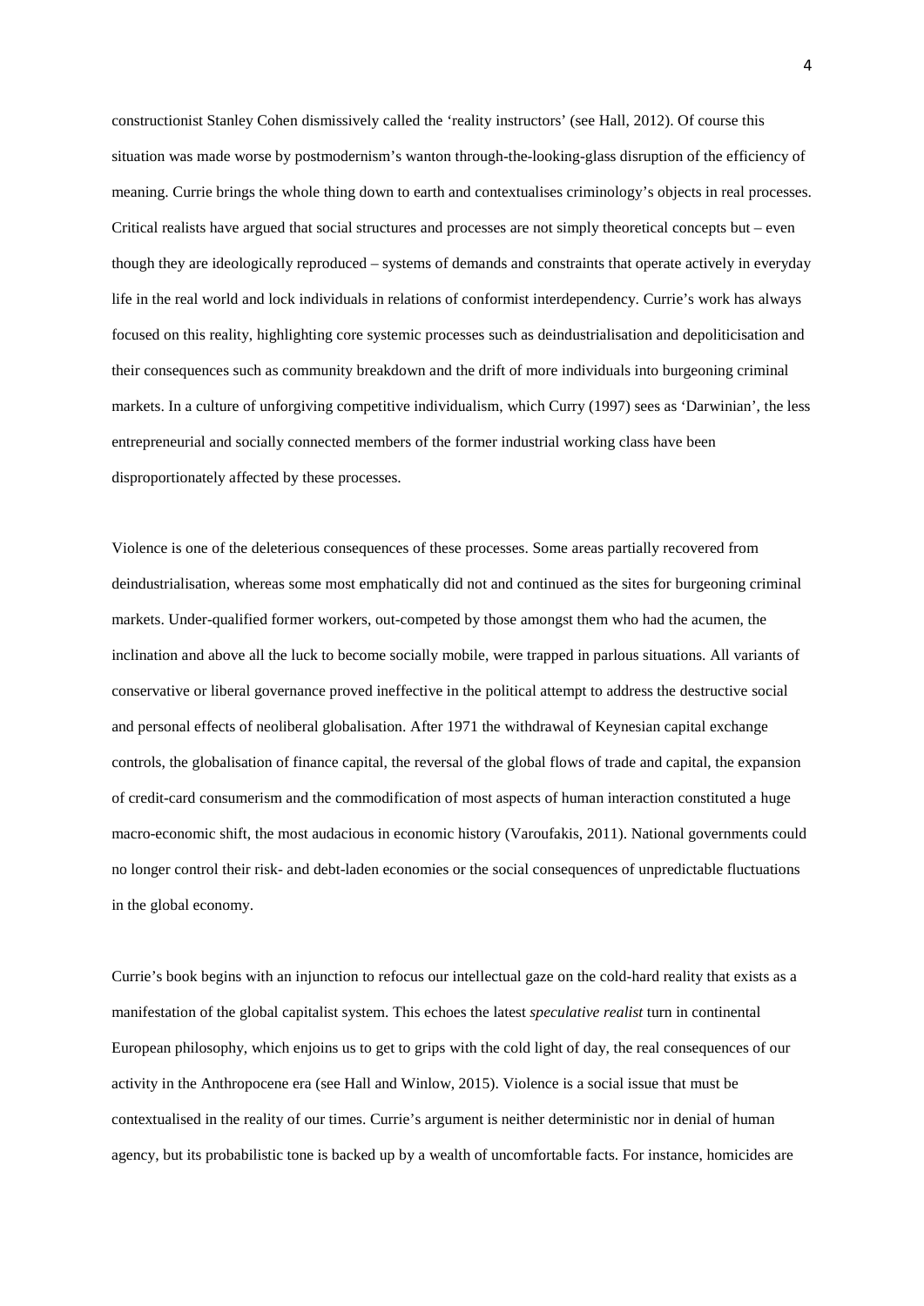constructionist Stanley Cohen dismissively called the 'reality instructors' (see Hall, 2012). Of course this situation was made worse by postmodernism's wanton through-the-looking-glass disruption of the efficiency of meaning. Currie brings the whole thing down to earth and contextualises criminology's objects in real processes. Critical realists have argued that social structures and processes are not simply theoretical concepts but – even though they are ideologically reproduced – systems of demands and constraints that operate actively in everyday life in the real world and lock individuals in relations of conformist interdependency. Currie's work has always focused on this reality, highlighting core systemic processes such as deindustrialisation and depoliticisation and their consequences such as community breakdown and the drift of more individuals into burgeoning criminal markets. In a culture of unforgiving competitive individualism, which Curry (1997) sees as 'Darwinian', the less entrepreneurial and socially connected members of the former industrial working class have been disproportionately affected by these processes.

Violence is one of the deleterious consequences of these processes. Some areas partially recovered from deindustrialisation, whereas some most emphatically did not and continued as the sites for burgeoning criminal markets. Under-qualified former workers, out-competed by those amongst them who had the acumen, the inclination and above all the luck to become socially mobile, were trapped in parlous situations. All variants of conservative or liberal governance proved ineffective in the political attempt to address the destructive social and personal effects of neoliberal globalisation. After 1971 the withdrawal of Keynesian capital exchange controls, the globalisation of finance capital, the reversal of the global flows of trade and capital, the expansion of credit-card consumerism and the commodification of most aspects of human interaction constituted a huge macro-economic shift, the most audacious in economic history (Varoufakis, 2011). National governments could no longer control their risk- and debt-laden economies or the social consequences of unpredictable fluctuations in the global economy.

Currie's book begins with an injunction to refocus our intellectual gaze on the cold-hard reality that exists as a manifestation of the global capitalist system. This echoes the latest *speculative realist* turn in continental European philosophy, which enjoins us to get to grips with the cold light of day, the real consequences of our activity in the Anthropocene era (see Hall and Winlow, 2015). Violence is a social issue that must be contextualised in the reality of our times. Currie's argument is neither deterministic nor in denial of human agency, but its probabilistic tone is backed up by a wealth of uncomfortable facts. For instance, homicides are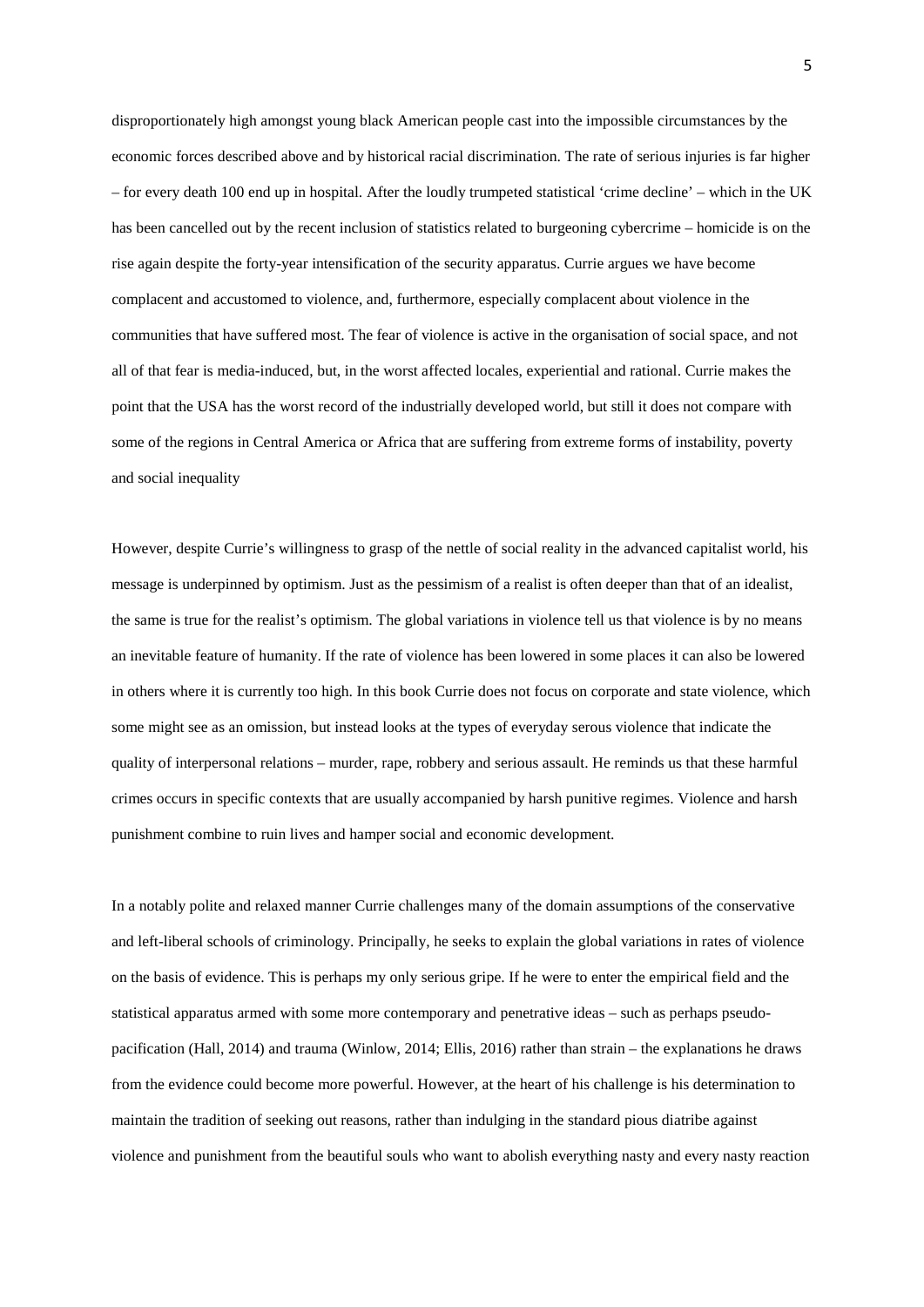disproportionately high amongst young black American people cast into the impossible circumstances by the economic forces described above and by historical racial discrimination. The rate of serious injuries is far higher – for every death 100 end up in hospital. After the loudly trumpeted statistical 'crime decline' – which in the UK has been cancelled out by the recent inclusion of statistics related to burgeoning cybercrime – homicide is on the rise again despite the forty-year intensification of the security apparatus. Currie argues we have become complacent and accustomed to violence, and, furthermore, especially complacent about violence in the communities that have suffered most. The fear of violence is active in the organisation of social space, and not all of that fear is media-induced, but, in the worst affected locales, experiential and rational. Currie makes the point that the USA has the worst record of the industrially developed world, but still it does not compare with some of the regions in Central America or Africa that are suffering from extreme forms of instability, poverty and social inequality

However, despite Currie's willingness to grasp of the nettle of social reality in the advanced capitalist world, his message is underpinned by optimism. Just as the pessimism of a realist is often deeper than that of an idealist, the same is true for the realist's optimism. The global variations in violence tell us that violence is by no means an inevitable feature of humanity. If the rate of violence has been lowered in some places it can also be lowered in others where it is currently too high. In this book Currie does not focus on corporate and state violence, which some might see as an omission, but instead looks at the types of everyday serous violence that indicate the quality of interpersonal relations – murder, rape, robbery and serious assault. He reminds us that these harmful crimes occurs in specific contexts that are usually accompanied by harsh punitive regimes. Violence and harsh punishment combine to ruin lives and hamper social and economic development.

In a notably polite and relaxed manner Currie challenges many of the domain assumptions of the conservative and left-liberal schools of criminology. Principally, he seeks to explain the global variations in rates of violence on the basis of evidence. This is perhaps my only serious gripe. If he were to enter the empirical field and the statistical apparatus armed with some more contemporary and penetrative ideas – such as perhaps pseudo-pacification (Hall, 2014) and trauma (Winlow, 2014; Ellis, 2016) rather than strain – the explanations he draws from the evidence could become more powerful. However, at the heart of his challenge is his determination to maintain the tradition of seeking out reasons, rather than indulging in the standard pious diatribe against violence and punishment from the beautiful souls who want to abolish everything nasty and every nasty reaction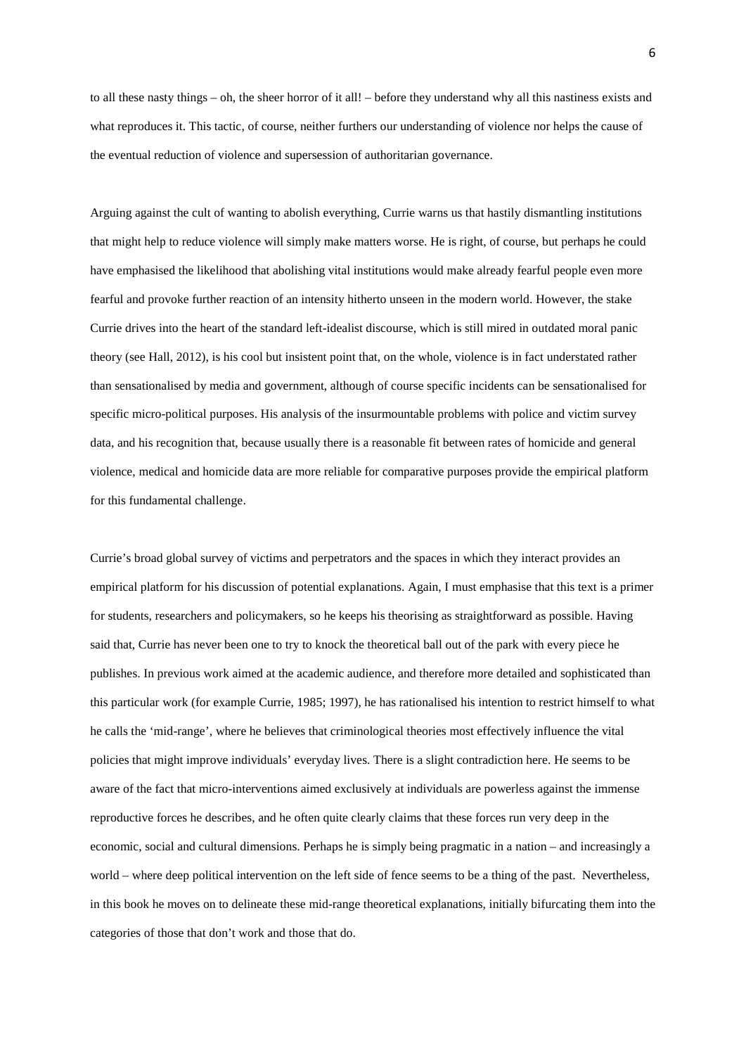to all these nasty things – oh, the sheer horror of it all! – before they understand why all this nastiness exists and what reproduces it. This tactic, of course, neither furthers our understanding of violence nor helps the cause of the eventual reduction of violence and supersession of authoritarian governance.

Arguing against the cult of wanting to abolish everything, Currie warns us that hastily dismantling institutions that might help to reduce violence will simply make matters worse. He is right, of course, but perhaps he could have emphasised the likelihood that abolishing vital institutions would make already fearful people even more fearful and provoke further reaction of an intensity hitherto unseen in the modern world. However, the stake Currie drives into the heart of the standard left-idealist discourse, which is still mired in outdated moral panic theory (see Hall, 2012), is his cool but insistent point that, on the whole, violence is in fact understated rather than sensationalised by media and government, although of course specific incidents can be sensationalised for specific micro-political purposes. His analysis of the insurmountable problems with police and victim survey data, and his recognition that, because usually there is a reasonable fit between rates of homicide and general violence, medical and homicide data are more reliable for comparative purposes provide the empirical platform for this fundamental challenge.

Currie's broad global survey of victims and perpetrators and the spaces in which they interact provides an empirical platform for his discussion of potential explanations. Again, I must emphasise that this text is a primer for students, researchers and policymakers, so he keeps his theorising as straightforward as possible. Having said that, Currie has never been one to try to knock the theoretical ball out of the park with every piece he publishes. In previous work aimed at the academic audience, and therefore more detailed and sophisticated than this particular work (for example Currie, 1985; 1997), he has rationalised his intention to restrict himself to what he calls the 'mid-range', where he believes that criminological theories most effectively influence the vital policies that might improve individuals' everyday lives. There is a slight contradiction here. He seems to be aware of the fact that micro-interventions aimed exclusively at individuals are powerless against the immense reproductive forces he describes, and he often quite clearly claims that these forces run very deep in the economic, social and cultural dimensions. Perhaps he is simply being pragmatic in a nation – and increasingly a world – where deep political intervention on the left side of fence seems to be a thing of the past. Nevertheless, in this book he moves on to delineate these mid-range theoretical explanations, initially bifurcating them into the categories of those that don't work and those that do.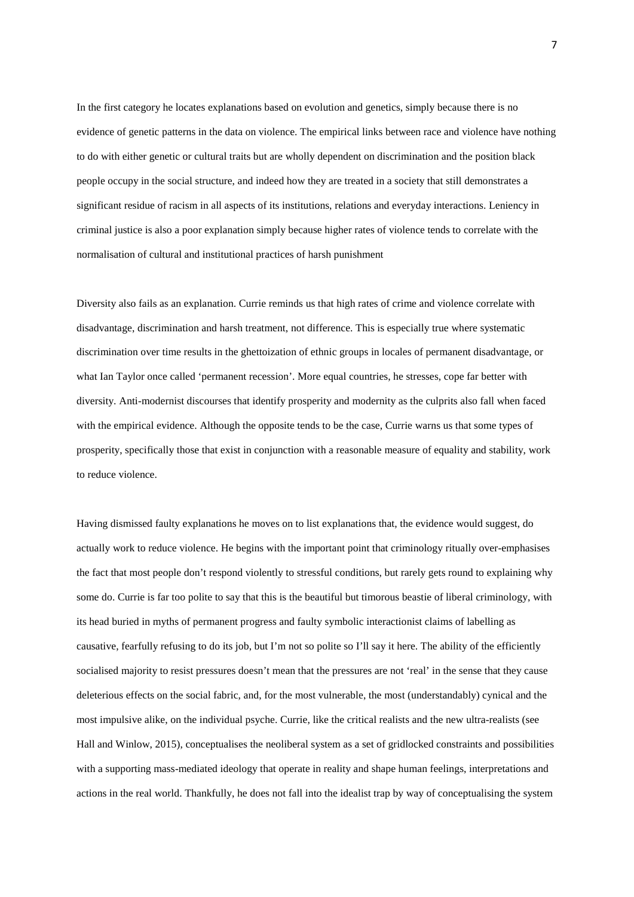In the first category he locates explanations based on evolution and genetics, simply because there is no evidence of genetic patterns in the data on violence. The empirical links between race and violence have nothing to do with either genetic or cultural traits but are wholly dependent on discrimination and the position black people occupy in the social structure, and indeed how they are treated in a society that still demonstrates a significant residue of racism in all aspects of its institutions, relations and everyday interactions. Leniency in criminal justice is also a poor explanation simply because higher rates of violence tends to correlate with the normalisation of cultural and institutional practices of harsh punishment

Diversity also fails as an explanation. Currie reminds us that high rates of crime and violence correlate with disadvantage, discrimination and harsh treatment, not difference. This is especially true where systematic discrimination over time results in the ghettoization of ethnic groups in locales of permanent disadvantage, or what Ian Taylor once called 'permanent recession'. More equal countries, he stresses, cope far better with diversity. Anti-modernist discourses that identify prosperity and modernity as the culprits also fall when faced with the empirical evidence. Although the opposite tends to be the case, Currie warns us that some types of prosperity, specifically those that exist in conjunction with a reasonable measure of equality and stability, work to reduce violence.

Having dismissed faulty explanations he moves on to list explanations that, the evidence would suggest, do actually work to reduce violence. He begins with the important point that criminology ritually over-emphasises the fact that most people don't respond violently to stressful conditions, but rarely gets round to explaining why some do. Currie is far too polite to say that this is the beautiful but timorous beastie of liberal criminology, with its head buried in myths of permanent progress and faulty symbolic interactionist claims of labelling as causative, fearfully refusing to do its job, but I'm not so polite so I'll say it here. The ability of the efficiently socialised majority to resist pressures doesn't mean that the pressures are not 'real' in the sense that they cause deleterious effects on the social fabric, and, for the most vulnerable, the most (understandably) cynical and the most impulsive alike, on the individual psyche. Currie, like the critical realists and the new ultra-realists (see Hall and Winlow, 2015), conceptualises the neoliberal system as a set of gridlocked constraints and possibilities with a supporting mass-mediated ideology that operate in reality and shape human feelings, interpretations and actions in the real world. Thankfully, he does not fall into the idealist trap by way of conceptualising the system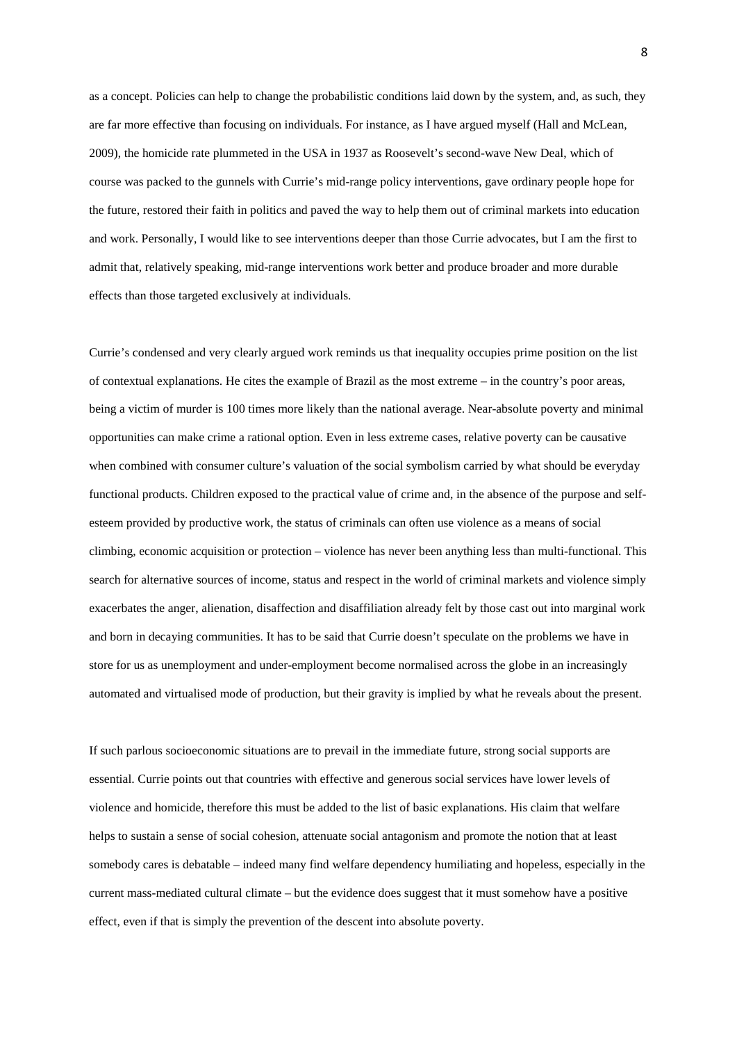as a concept. Policies can help to change the probabilistic conditions laid down by the system, and, as such, they are far more effective than focusing on individuals. For instance, as I have argued myself (Hall and McLean, 2009), the homicide rate plummeted in the USA in 1937 as Roosevelt's second-wave New Deal, which of course was packed to the gunnels with Currie's mid-range policy interventions, gave ordinary people hope for the future, restored their faith in politics and paved the way to help them out of criminal markets into education and work. Personally, I would like to see interventions deeper than those Currie advocates, but I am the first to admit that, relatively speaking, mid-range interventions work better and produce broader and more durable effects than those targeted exclusively at individuals.

Currie's condensed and very clearly argued work reminds us that inequality occupies prime position on the list of contextual explanations. He cites the example of Brazil as the most extreme – in the country's poor areas, being a victim of murder is 100 times more likely than the national average. Near-absolute poverty and minimal opportunities can make crime a rational option. Even in less extreme cases, relative poverty can be causative when combined with consumer culture's valuation of the social symbolism carried by what should be everyday functional products. Children exposed to the practical value of crime and, in the absence of the purpose and self-esteem provided by productive work, the status of criminals can often use violence as a means of social climbing, economic acquisition or protection – violence has never been anything less than multi-functional. This search for alternative sources of income, status and respect in the world of criminal markets and violence simply exacerbates the anger, alienation, disaffection and disaffiliation already felt by those cast out into marginal work and born in decaying communities. It has to be said that Currie doesn't speculate on the problems we have in store for us as unemployment and under-employment become normalised across the globe in an increasingly automated and virtualised mode of production, but their gravity is implied by what he reveals about the present.

If such parlous socioeconomic situations are to prevail in the immediate future, strong social supports are essential. Currie points out that countries with effective and generous social services have lower levels of violence and homicide, therefore this must be added to the list of basic explanations. His claim that welfare helps to sustain a sense of social cohesion, attenuate social antagonism and promote the notion that at least somebody cares is debatable – indeed many find welfare dependency humiliating and hopeless, especially in the current mass-mediated cultural climate – but the evidence does suggest that it must somehow have a positive effect, even if that is simply the prevention of the descent into absolute poverty.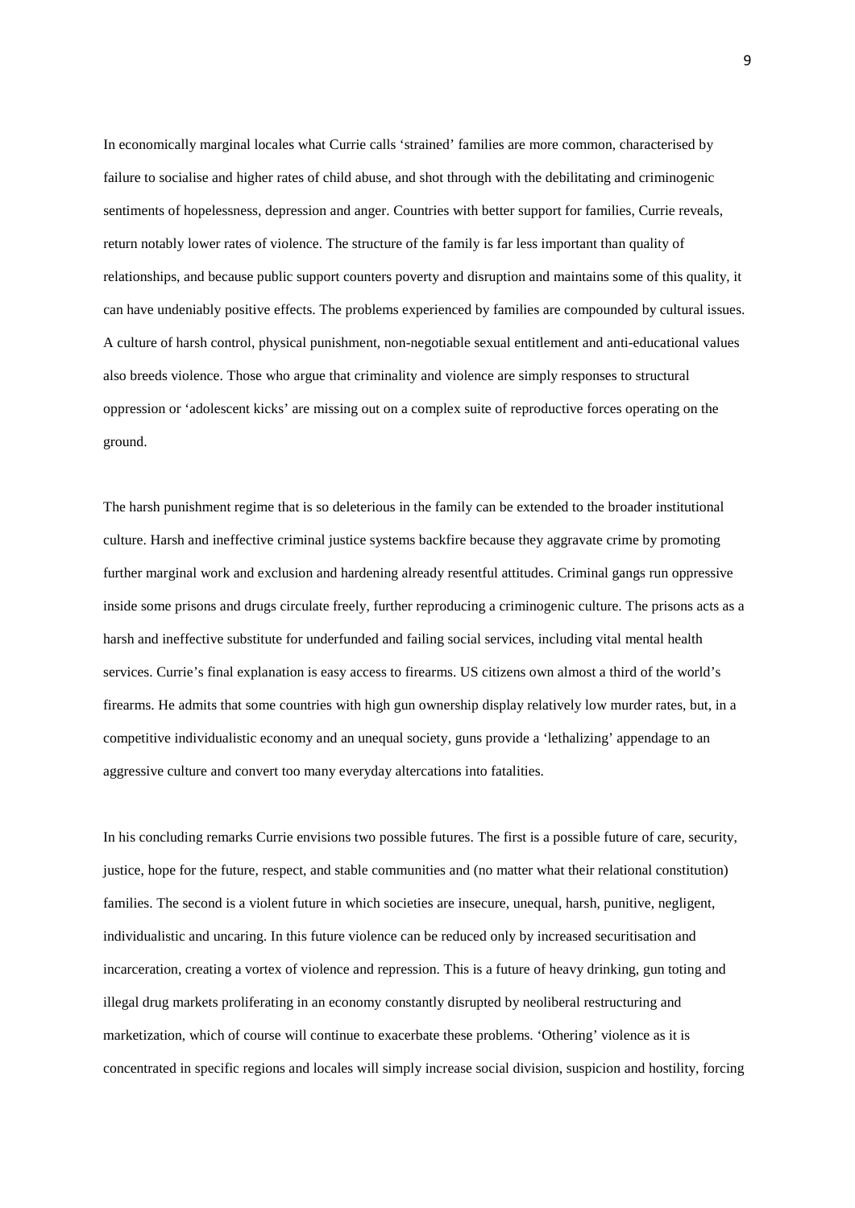In economically marginal locales what Currie calls 'strained' families are more common, characterised by failure to socialise and higher rates of child abuse, and shot through with the debilitating and criminogenic sentiments of hopelessness, depression and anger. Countries with better support for families, Currie reveals, return notably lower rates of violence. The structure of the family is far less important than quality of relationships, and because public support counters poverty and disruption and maintains some of this quality, it can have undeniably positive effects. The problems experienced by families are compounded by cultural issues. A culture of harsh control, physical punishment, non-negotiable sexual entitlement and anti-educational values also breeds violence. Those who argue that criminality and violence are simply responses to structural oppression or 'adolescent kicks' are missing out on a complex suite of reproductive forces operating on the ground.

The harsh punishment regime that is so deleterious in the family can be extended to the broader institutional culture. Harsh and ineffective criminal justice systems backfire because they aggravate crime by promoting further marginal work and exclusion and hardening already resentful attitudes. Criminal gangs run oppressive inside some prisons and drugs circulate freely, further reproducing a criminogenic culture. The prisons acts as a harsh and ineffective substitute for underfunded and failing social services, including vital mental health services. Currie's final explanation is easy access to firearms. US citizens own almost a third of the world's firearms. He admits that some countries with high gun ownership display relatively low murder rates, but, in a competitive individualistic economy and an unequal society, guns provide a 'lethalizing' appendage to an aggressive culture and convert too many everyday altercations into fatalities.

In his concluding remarks Currie envisions two possible futures. The first is a possible future of care, security, justice, hope for the future, respect, and stable communities and (no matter what their relational constitution) families. The second is a violent future in which societies are insecure, unequal, harsh, punitive, negligent, individualistic and uncaring. In this future violence can be reduced only by increased securitisation and incarceration, creating a vortex of violence and repression. This is a future of heavy drinking, gun toting and illegal drug markets proliferating in an economy constantly disrupted by neoliberal restructuring and marketization, which of course will continue to exacerbate these problems. 'Othering' violence as it is concentrated in specific regions and locales will simply increase social division, suspicion and hostility, forcing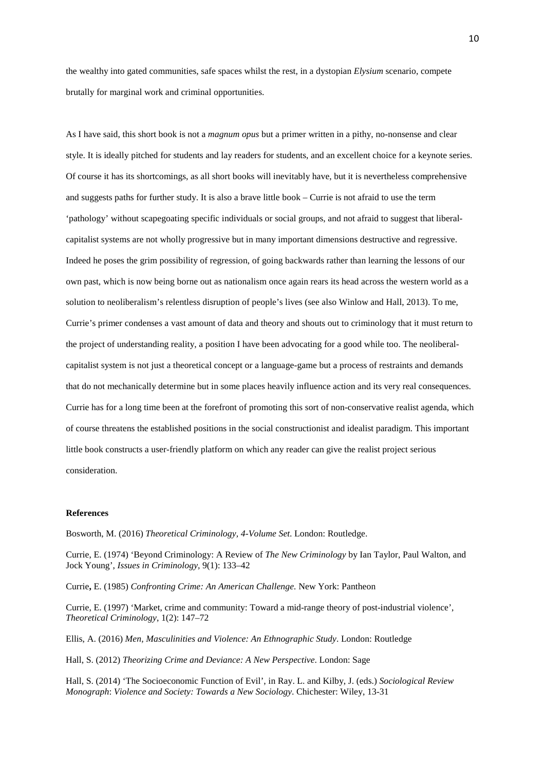the wealthy into gated communities, safe spaces whilst the rest, in a dystopian *Elysium* scenario, compete brutally for marginal work and criminal opportunities.

As I have said, this short book is not a *magnum opus* but a primer written in a pithy, no-nonsense and clear style. It is ideally pitched for students and lay readers for students, and an excellent choice for a keynote series. Of course it has its shortcomings, as all short books will inevitably have, but it is nevertheless comprehensive and suggests paths for further study. It is also a brave little book – Currie is not afraid to use the term 'pathology' without scapegoating specific individuals or social groups, and not afraid to suggest that liberal-capitalist systems are not wholly progressive but in many important dimensions destructive and regressive. Indeed he poses the grim possibility of regression, of going backwards rather than learning the lessons of our own past, which is now being borne out as nationalism once again rears its head across the western world as a solution to neoliberalism's relentless disruption of people's lives (see also Winlow and Hall, 2013). To me, Currie's primer condenses a vast amount of data and theory and shouts out to criminology that it must return to the project of understanding reality, a position I have been advocating for a good while too. The neoliberal-capitalist system is not just a theoretical concept or a language-game but a process of restraints and demands that do not mechanically determine but in some places heavily influence action and its very real consequences. Currie has for a long time been at the forefront of promoting this sort of non-conservative realist agenda, which of course threatens the established positions in the social constructionist and idealist paradigm. This important little book constructs a user-friendly platform on which any reader can give the realist project serious consideration.

**References**

Bosworth, M. (2016) *Theoretical Criminology, 4-Volume Set*. London: Routledge.

Currie, E. (1974) 'Beyond Criminology: A Review of *The New Criminology* by Ian Taylor, Paul Walton, and Jock Young', *Issues in Criminology*, 9(1): 133–42

Currie**,** E. (1985) *Confronting Crime: An American Challenge.* New York: Pantheon

Currie, E. (1997) 'Market, crime and community: Toward a mid-range theory of post-industrial violence', *Theoretical Criminology*, 1(2): 147–72

Ellis, A. (2016) *Men, Masculinities and Violence: An Ethnographic Study*. London: Routledge

Hall, S. (2012) *Theorizing Crime and Deviance: A New Perspective*. London: Sage

Hall, S. (2014) 'The Socioeconomic Function of Evil', in Ray. L. and Kilby, J. (eds.) *Sociological Review Monograph*: *Violence and Society: Towards a New Sociology*. Chichester: Wiley, 13-31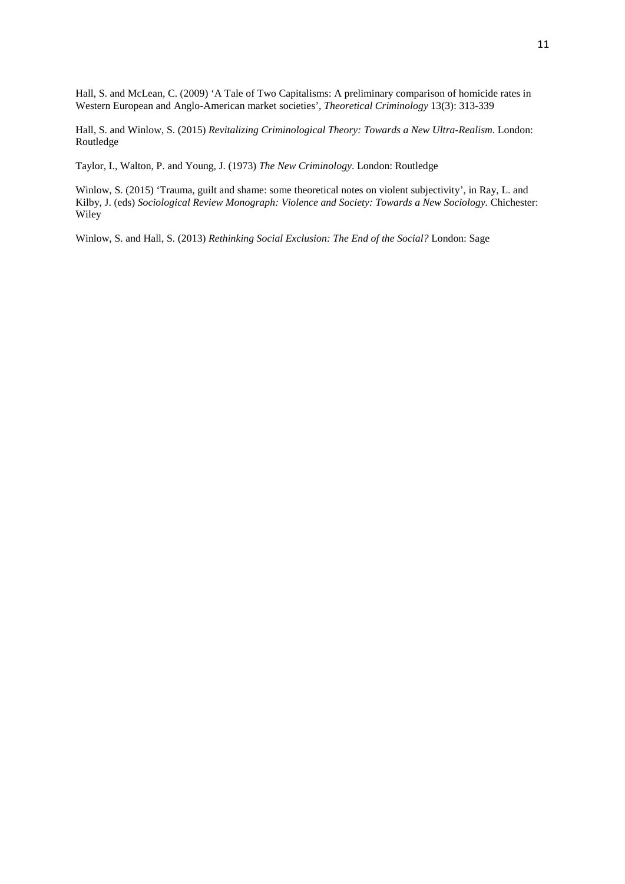Hall, S. and McLean, C. (2009) 'A Tale of Two Capitalisms: A preliminary comparison of homicide rates in Western European and Anglo-American market societies', *Theoretical Criminology* 13(3): 313-339

Hall, S. and Winlow, S. (2015) *Revitalizing Criminological Theory: Towards a New Ultra-Realism*. London: Routledge

Taylor, I., Walton, P. and Young, J. (1973) *The New Criminology*. London: Routledge

Winlow, S. (2015) 'Trauma, guilt and shame: some theoretical notes on violent subjectivity', in Ray, L. and Kilby, J. (eds) *Sociological Review Monograph: Violence and Society: Towards a New Sociology.* Chichester: Wiley

Winlow, S. and Hall, S. (2013) *Rethinking Social Exclusion: The End of the Social?* London: Sage